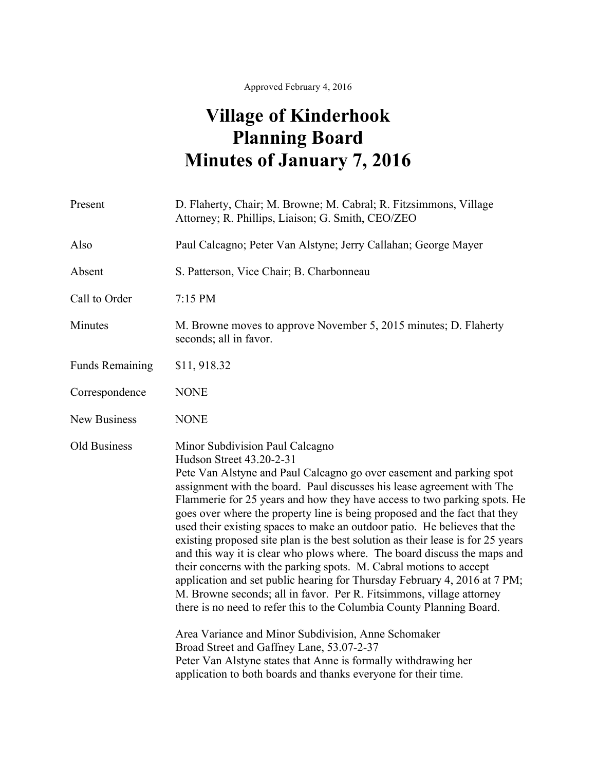Approved February 4, 2016

# Village of Kinderhook
# Planning Board
# Minutes of January 7, 2016

| | |
|---|---|
| Present | D. Flaherty, Chair; M. Browne; M. Cabral; R. Fitzsimmons, Village Attorney; R. Phillips, Liaison; G. Smith, CEO/ZEO |
| Also | Paul Calcagno; Peter Van Alstyne; Jerry Callahan; George Mayer |
| Absent | S. Patterson, Vice Chair; B. Charbonneau |
| Call to Order | 7:15 PM |
| Minutes | M. Browne moves to approve November 5, 2015 minutes; D. Flaherty seconds; all in favor. |
| Funds Remaining | $11, 918.32 |
| Correspondence | NONE |
| New Business | NONE |

Old Business

Minor Subdivision Paul Calcagno
Hudson Street 43.20-2-31
Pete Van Alstyne and Paul Calcagno go over easement and parking spot assignment with the board. Paul discusses his lease agreement with The Flammerie for 25 years and how they have access to two parking spots. He goes over where the property line is being proposed and the fact that they used their existing spaces to make an outdoor patio. He believes that the existing proposed site plan is the best solution as their lease is for 25 years and this way it is clear who plows where. The board discuss the maps and their concerns with the parking spots. M. Cabral motions to accept application and set public hearing for Thursday February 4, 2016 at 7 PM; M. Browne seconds; all in favor. Per R. Fitsimmons, village attorney there is no need to refer this to the Columbia County Planning Board.

Area Variance and Minor Subdivision, Anne Schomaker
Broad Street and Gaffney Lane, 53.07-2-37
Peter Van Alstyne states that Anne is formally withdrawing her application to both boards and thanks everyone for their time.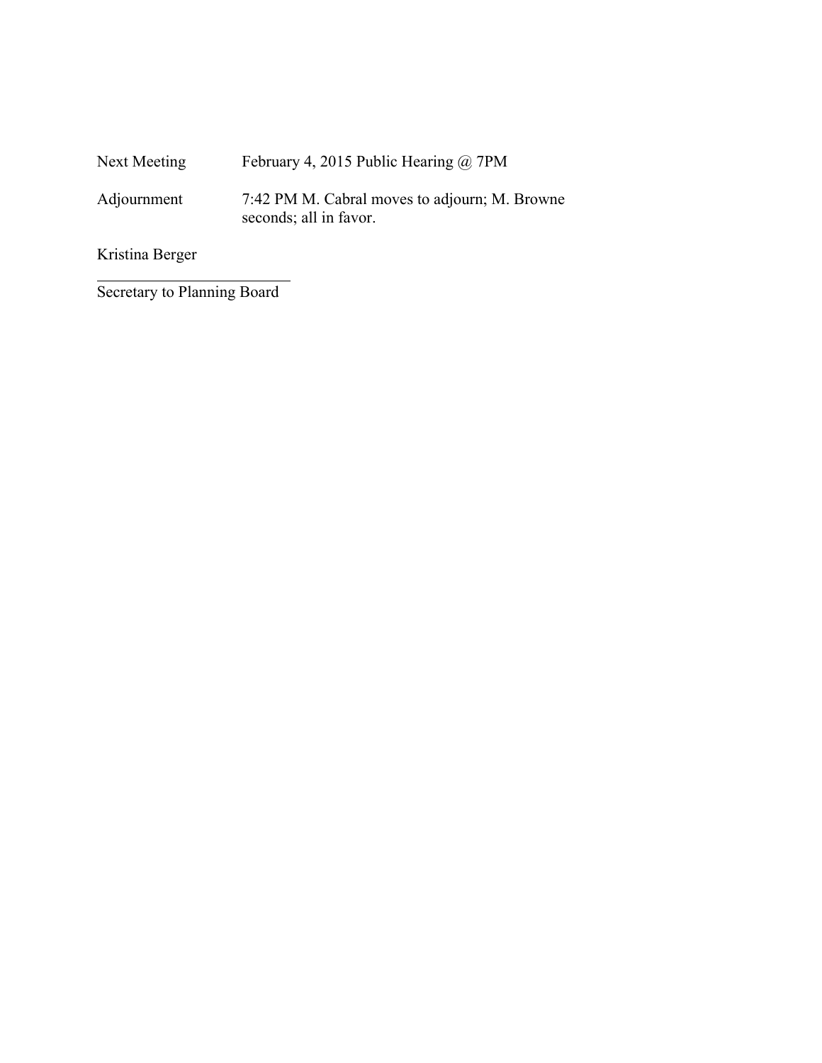Next Meeting February 4, 2015 Public Hearing @ 7PM

Adjournment 7:42 PM M. Cabral moves to adjourn; M. Browne seconds; all in favor.

Kristina Berger

Secretary to Planning Board